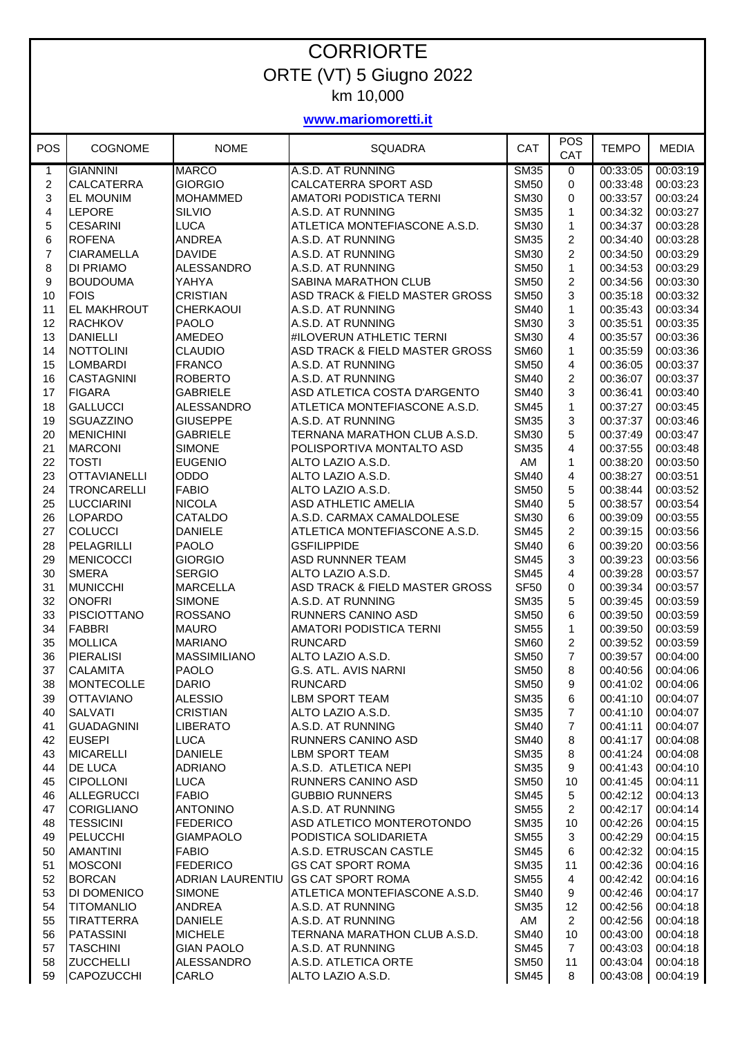# CORRIORTE

## ORTE (VT) 5 Giugno 2022

### km 10,000

**www.mariomoretti.it**

| POS | COGNOME | NOME | SQUADRA | CAT | POS CAT | TEMPO | MEDIA |
|---|---|---|---|---|---|---|---|
| 1 | GIANNINI | MARCO | A.S.D. AT RUNNING | SM35 | 0 | 00:33:05 | 00:03:19 |
| 2 | CALCATERRA | GIORGIO | CALCATERRA SPORT ASD | SM50 | 0 | 00:33:48 | 00:03:23 |
| 3 | EL MOUNIM | MOHAMMED | AMATORI PODISTICA TERNI | SM30 | 0 | 00:33:57 | 00:03:24 |
| 4 | LEPORE | SILVIO | A.S.D. AT RUNNING | SM35 | 1 | 00:34:32 | 00:03:27 |
| 5 | CESARINI | LUCA | ATLETICA MONTEFIASCONE A.S.D. | SM30 | 1 | 00:34:37 | 00:03:28 |
| 6 | ROFENA | ANDREA | A.S.D. AT RUNNING | SM35 | 2 | 00:34:40 | 00:03:28 |
| 7 | CIARAMELLA | DAVIDE | A.S.D. AT RUNNING | SM30 | 2 | 00:34:50 | 00:03:29 |
| 8 | DI PRIAMO | ALESSANDRO | A.S.D. AT RUNNING | SM50 | 1 | 00:34:53 | 00:03:29 |
| 9 | BOUDOUMA | YAHYA | SABINA MARATHON CLUB | SM50 | 2 | 00:34:56 | 00:03:30 |
| 10 | FOIS | CRISTIAN | ASD TRACK & FIELD MASTER GROSS | SM50 | 3 | 00:35:18 | 00:03:32 |
| 11 | EL MAKHROUT | CHERKAOUI | A.S.D. AT RUNNING | SM40 | 1 | 00:35:43 | 00:03:34 |
| 12 | RACHKOV | PAOLO | A.S.D. AT RUNNING | SM30 | 3 | 00:35:51 | 00:03:35 |
| 13 | DANIELLI | AMEDEO | #ILOVERUN ATHLETIC TERNI | SM30 | 4 | 00:35:57 | 00:03:36 |
| 14 | NOTTOLINI | CLAUDIO | ASD TRACK & FIELD MASTER GROSS | SM60 | 1 | 00:35:59 | 00:03:36 |
| 15 | LOMBARDI | FRANCO | A.S.D. AT RUNNING | SM50 | 4 | 00:36:05 | 00:03:37 |
| 16 | CASTAGNINI | ROBERTO | A.S.D. AT RUNNING | SM40 | 2 | 00:36:07 | 00:03:37 |
| 17 | FIGARA | GABRIELE | ASD ATLETICA COSTA D'ARGENTO | SM40 | 3 | 00:36:41 | 00:03:40 |
| 18 | GALLUCCI | ALESSANDRO | ATLETICA MONTEFIASCONE A.S.D. | SM45 | 1 | 00:37:27 | 00:03:45 |
| 19 | SGUAZZINO | GIUSEPPE | A.S.D. AT RUNNING | SM35 | 3 | 00:37:37 | 00:03:46 |
| 20 | MENICHINI | GABRIELE | TERNANA MARATHON CLUB A.S.D. | SM30 | 5 | 00:37:49 | 00:03:47 |
| 21 | MARCONI | SIMONE | POLISPORTIVA MONTALTO ASD | SM35 | 4 | 00:37:55 | 00:03:48 |
| 22 | TOSTI | EUGENIO | ALTO LAZIO A.S.D. | AM | 1 | 00:38:20 | 00:03:50 |
| 23 | OTTAVIANELLI | ODDO | ALTO LAZIO A.S.D. | SM40 | 4 | 00:38:27 | 00:03:51 |
| 24 | TRONCARELLI | FABIO | ALTO LAZIO A.S.D. | SM50 | 5 | 00:38:44 | 00:03:52 |
| 25 | LUCCIARINI | NICOLA | ASD ATHLETIC AMELIA | SM40 | 5 | 00:38:57 | 00:03:54 |
| 26 | LOPARDO | CATALDO | A.S.D. CARMAX CAMALDOLESE | SM30 | 6 | 00:39:09 | 00:03:55 |
| 27 | COLUCCI | DANIELE | ATLETICA MONTEFIASCONE A.S.D. | SM45 | 2 | 00:39:15 | 00:03:56 |
| 28 | PELAGRILLI | PAOLO | GSFILIPPIDE | SM40 | 6 | 00:39:20 | 00:03:56 |
| 29 | MENICOCCI | GIORGIO | ASD RUNNNER TEAM | SM45 | 3 | 00:39:23 | 00:03:56 |
| 30 | SMERA | SERGIO | ALTO LAZIO A.S.D. | SM45 | 4 | 00:39:28 | 00:03:57 |
| 31 | MUNICCHI | MARCELLA | ASD TRACK & FIELD MASTER GROSS | SF50 | 0 | 00:39:34 | 00:03:57 |
| 32 | ONOFRI | SIMONE | A.S.D. AT RUNNING | SM35 | 5 | 00:39:45 | 00:03:59 |
| 33 | PISCIOTTANO | ROSSANO | RUNNERS CANINO ASD | SM50 | 6 | 00:39:50 | 00:03:59 |
| 34 | FABBRI | MAURO | AMATORI PODISTICA TERNI | SM55 | 1 | 00:39:50 | 00:03:59 |
| 35 | MOLLICA | MARIANO | RUNCARD | SM60 | 2 | 00:39:52 | 00:03:59 |
| 36 | PIERALISI | MASSIMILIANO | ALTO LAZIO A.S.D. | SM50 | 7 | 00:39:57 | 00:04:00 |
| 37 | CALAMITA | PAOLO | G.S. ATL. AVIS NARNI | SM50 | 8 | 00:40:56 | 00:04:06 |
| 38 | MONTECOLLE | DARIO | RUNCARD | SM50 | 9 | 00:41:02 | 00:04:06 |
| 39 | OTTAVIANO | ALESSIO | LBM SPORT TEAM | SM35 | 6 | 00:41:10 | 00:04:07 |
| 40 | SALVATI | CRISTIAN | ALTO LAZIO A.S.D. | SM35 | 7 | 00:41:10 | 00:04:07 |
| 41 | GUADAGNINI | LIBERATO | A.S.D. AT RUNNING | SM40 | 7 | 00:41:11 | 00:04:07 |
| 42 | EUSEPI | LUCA | RUNNERS CANINO ASD | SM40 | 8 | 00:41:17 | 00:04:08 |
| 43 | MICARELLI | DANIELE | LBM SPORT TEAM | SM35 | 8 | 00:41:24 | 00:04:08 |
| 44 | DE LUCA | ADRIANO | A.S.D. ATLETICA NEPI | SM35 | 9 | 00:41:43 | 00:04:10 |
| 45 | CIPOLLONI | LUCA | RUNNERS CANINO ASD | SM50 | 10 | 00:41:45 | 00:04:11 |
| 46 | ALLEGRUCCI | FABIO | GUBBIO RUNNERS | SM45 | 5 | 00:42:12 | 00:04:13 |
| 47 | CORIGLIANO | ANTONINO | A.S.D. AT RUNNING | SM55 | 2 | 00:42:17 | 00:04:14 |
| 48 | TESSICINI | FEDERICO | ASD ATLETICO MONTEROTONDO | SM35 | 10 | 00:42:26 | 00:04:15 |
| 49 | PELUCCHI | GIAMPAOLO | PODISTICA SOLIDARIETA | SM55 | 3 | 00:42:29 | 00:04:15 |
| 50 | AMANTINI | FABIO | A.S.D. ETRUSCAN CASTLE | SM45 | 6 | 00:42:32 | 00:04:15 |
| 51 | MOSCONI | FEDERICO | GS CAT SPORT ROMA | SM35 | 11 | 00:42:36 | 00:04:16 |
| 52 | BORCAN | ADRIAN LAURENTIU | GS CAT SPORT ROMA | SM55 | 4 | 00:42:42 | 00:04:16 |
| 53 | DI DOMENICO | SIMONE | ATLETICA MONTEFIASCONE A.S.D. | SM40 | 9 | 00:42:46 | 00:04:17 |
| 54 | TITOMANLIO | ANDREA | A.S.D. AT RUNNING | SM35 | 12 | 00:42:56 | 00:04:18 |
| 55 | TIRATTERRA | DANIELE | A.S.D. AT RUNNING | AM | 2 | 00:42:56 | 00:04:18 |
| 56 | PATASSINI | MICHELE | TERNANA MARATHON CLUB A.S.D. | SM40 | 10 | 00:43:00 | 00:04:18 |
| 57 | TASCHINI | GIAN PAOLO | A.S.D. AT RUNNING | SM45 | 7 | 00:43:03 | 00:04:18 |
| 58 | ZUCCHELLI | ALESSANDRO | A.S.D. ATLETICA ORTE | SM50 | 11 | 00:43:04 | 00:04:18 |
| 59 | CAPOZUCCHI | CARLO | ALTO LAZIO A.S.D. | SM45 | 8 | 00:43:08 | 00:04:19 |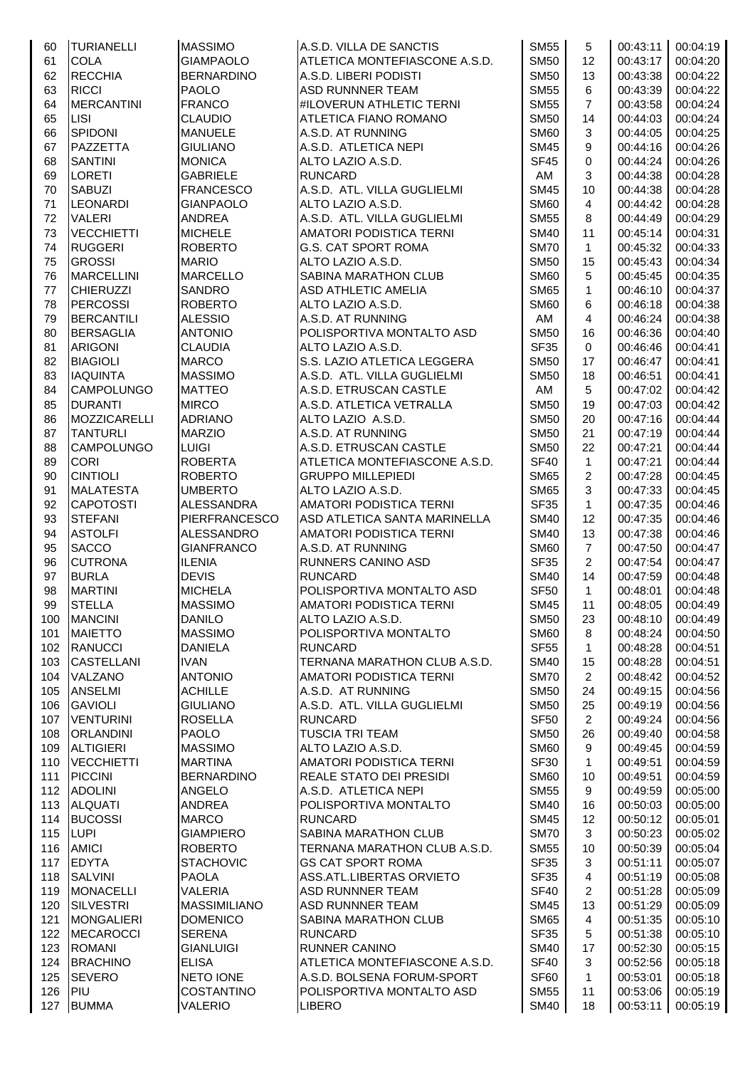| | | | | | | | |
|---|---|---|---|---|---|---|---|
| 60 | TURIANELLI | MASSIMO | A.S.D. VILLA DE SANCTIS | SM55 | 5 | 00:43:11 | 00:04:19 |
| 61 | COLA | GIAMPAOLO | ATLETICA MONTEFIASCONE A.S.D. | SM50 | 12 | 00:43:17 | 00:04:20 |
| 62 | RECCHIA | BERNARDINO | A.S.D. LIBERI PODISTI | SM50 | 13 | 00:43:38 | 00:04:22 |
| 63 | RICCI | PAOLO | ASD RUNNNER TEAM | SM55 | 6 | 00:43:39 | 00:04:22 |
| 64 | MERCANTINI | FRANCO | #ILOVERUN ATHLETIC TERNI | SM55 | 7 | 00:43:58 | 00:04:24 |
| 65 | LISI | CLAUDIO | ATLETICA FIANO ROMANO | SM50 | 14 | 00:44:03 | 00:04:24 |
| 66 | SPIDONI | MANUELE | A.S.D. AT RUNNING | SM60 | 3 | 00:44:05 | 00:04:25 |
| 67 | PAZZETTA | GIULIANO | A.S.D. ATLETICA NEPI | SM45 | 9 | 00:44:16 | 00:04:26 |
| 68 | SANTINI | MONICA | ALTO LAZIO A.S.D. | SF45 | 0 | 00:44:24 | 00:04:26 |
| 69 | LORETI | GABRIELE | RUNCARD | AM | 3 | 00:44:38 | 00:04:28 |
| 70 | SABUZI | FRANCESCO | A.S.D. ATL. VILLA GUGLIELMI | SM45 | 10 | 00:44:38 | 00:04:28 |
| 71 | LEONARDI | GIANPAOLO | ALTO LAZIO A.S.D. | SM60 | 4 | 00:44:42 | 00:04:28 |
| 72 | VALERI | ANDREA | A.S.D. ATL. VILLA GUGLIELMI | SM55 | 8 | 00:44:49 | 00:04:29 |
| 73 | VECCHIETTI | MICHELE | AMATORI PODISTICA TERNI | SM40 | 11 | 00:45:14 | 00:04:31 |
| 74 | RUGGERI | ROBERTO | G.S. CAT SPORT ROMA | SM70 | 1 | 00:45:32 | 00:04:33 |
| 75 | GROSSI | MARIO | ALTO LAZIO A.S.D. | SM50 | 15 | 00:45:43 | 00:04:34 |
| 76 | MARCELLINI | MARCELLO | SABINA MARATHON CLUB | SM60 | 5 | 00:45:45 | 00:04:35 |
| 77 | CHIERUZZI | SANDRO | ASD ATHLETIC AMELIA | SM65 | 1 | 00:46:10 | 00:04:37 |
| 78 | PERCOSSI | ROBERTO | ALTO LAZIO A.S.D. | SM60 | 6 | 00:46:18 | 00:04:38 |
| 79 | BERCANTILI | ALESSIO | A.S.D. AT RUNNING | AM | 4 | 00:46:24 | 00:04:38 |
| 80 | BERSAGLIA | ANTONIO | POLISPORTIVA MONTALTO ASD | SM50 | 16 | 00:46:36 | 00:04:40 |
| 81 | ARIGONI | CLAUDIA | ALTO LAZIO A.S.D. | SF35 | 0 | 00:46:46 | 00:04:41 |
| 82 | BIAGIOLI | MARCO | S.S. LAZIO ATLETICA LEGGERA | SM50 | 17 | 00:46:47 | 00:04:41 |
| 83 | IAQUINTA | MASSIMO | A.S.D. ATL. VILLA GUGLIELMI | SM50 | 18 | 00:46:51 | 00:04:41 |
| 84 | CAMPOLUNGO | MATTEO | A.S.D. ETRUSCAN CASTLE | AM | 5 | 00:47:02 | 00:04:42 |
| 85 | DURANTI | MIRCO | A.S.D. ATLETICA VETRALLA | SM50 | 19 | 00:47:03 | 00:04:42 |
| 86 | MOZZICARELLI | ADRIANO | ALTO LAZIO A.S.D. | SM50 | 20 | 00:47:16 | 00:04:44 |
| 87 | TANTURLI | MARZIO | A.S.D. AT RUNNING | SM50 | 21 | 00:47:19 | 00:04:44 |
| 88 | CAMPOLUNGO | LUIGI | A.S.D. ETRUSCAN CASTLE | SM50 | 22 | 00:47:21 | 00:04:44 |
| 89 | CORI | ROBERTA | ATLETICA MONTEFIASCONE A.S.D. | SF40 | 1 | 00:47:21 | 00:04:44 |
| 90 | CINTIOLI | ROBERTO | GRUPPO MILLEPIEDI | SM65 | 2 | 00:47:28 | 00:04:45 |
| 91 | MALATESTA | UMBERTO | ALTO LAZIO A.S.D. | SM65 | 3 | 00:47:33 | 00:04:45 |
| 92 | CAPOTOSTI | ALESSANDRA | AMATORI PODISTICA TERNI | SF35 | 1 | 00:47:35 | 00:04:46 |
| 93 | STEFANI | PIERFRANCESCO | ASD ATLETICA SANTA MARINELLA | SM40 | 12 | 00:47:35 | 00:04:46 |
| 94 | ASTOLFI | ALESSANDRO | AMATORI PODISTICA TERNI | SM40 | 13 | 00:47:38 | 00:04:46 |
| 95 | SACCO | GIANFRANCO | A.S.D. AT RUNNING | SM60 | 7 | 00:47:50 | 00:04:47 |
| 96 | CUTRONA | ILENIA | RUNNERS CANINO ASD | SF35 | 2 | 00:47:54 | 00:04:47 |
| 97 | BURLA | DEVIS | RUNCARD | SM40 | 14 | 00:47:59 | 00:04:48 |
| 98 | MARTINI | MICHELA | POLISPORTIVA MONTALTO ASD | SF50 | 1 | 00:48:01 | 00:04:48 |
| 99 | STELLA | MASSIMO | AMATORI PODISTICA TERNI | SM45 | 11 | 00:48:05 | 00:04:49 |
| 100 | MANCINI | DANILO | ALTO LAZIO A.S.D. | SM50 | 23 | 00:48:10 | 00:04:49 |
| 101 | MAIETTO | MASSIMO | POLISPORTIVA MONTALTO | SM60 | 8 | 00:48:24 | 00:04:50 |
| 102 | RANUCCI | DANIELA | RUNCARD | SF55 | 1 | 00:48:28 | 00:04:51 |
| 103 | CASTELLANI | IVAN | TERNANA MARATHON CLUB A.S.D. | SM40 | 15 | 00:48:28 | 00:04:51 |
| 104 | VALZANO | ANTONIO | AMATORI PODISTICA TERNI | SM70 | 2 | 00:48:42 | 00:04:52 |
| 105 | ANSELMI | ACHILLE | A.S.D. AT RUNNING | SM50 | 24 | 00:49:15 | 00:04:56 |
| 106 | GAVIOLI | GIULIANO | A.S.D. ATL. VILLA GUGLIELMI | SM50 | 25 | 00:49:19 | 00:04:56 |
| 107 | VENTURINI | ROSELLA | RUNCARD | SF50 | 2 | 00:49:24 | 00:04:56 |
| 108 | ORLANDINI | PAOLO | TUSCIA TRI TEAM | SM50 | 26 | 00:49:40 | 00:04:58 |
| 109 | ALTIGIERI | MASSIMO | ALTO LAZIO A.S.D. | SM60 | 9 | 00:49:45 | 00:04:59 |
| 110 | VECCHIETTI | MARTINA | AMATORI PODISTICA TERNI | SF30 | 1 | 00:49:51 | 00:04:59 |
| 111 | PICCINI | BERNARDINO | REALE STATO DEI PRESIDI | SM60 | 10 | 00:49:51 | 00:04:59 |
| 112 | ADOLINI | ANGELO | A.S.D. ATLETICA NEPI | SM55 | 9 | 00:49:59 | 00:05:00 |
| 113 | ALQUATI | ANDREA | POLISPORTIVA MONTALTO | SM40 | 16 | 00:50:03 | 00:05:00 |
| 114 | BUCOSSI | MARCO | RUNCARD | SM45 | 12 | 00:50:12 | 00:05:01 |
| 115 | LUPI | GIAMPIERO | SABINA MARATHON CLUB | SM70 | 3 | 00:50:23 | 00:05:02 |
| 116 | AMICI | ROBERTO | TERNANA MARATHON CLUB A.S.D. | SM55 | 10 | 00:50:39 | 00:05:04 |
| 117 | EDYTA | STACHOVIC | GS CAT SPORT ROMA | SF35 | 3 | 00:51:11 | 00:05:07 |
| 118 | SALVINI | PAOLA | ASS.ATL.LIBERTAS ORVIETO | SF35 | 4 | 00:51:19 | 00:05:08 |
| 119 | MONACELLI | VALERIA | ASD RUNNNER TEAM | SF40 | 2 | 00:51:28 | 00:05:09 |
| 120 | SILVESTRI | MASSIMILIANO | ASD RUNNNER TEAM | SM45 | 13 | 00:51:29 | 00:05:09 |
| 121 | MONGALIERI | DOMENICO | SABINA MARATHON CLUB | SM65 | 4 | 00:51:35 | 00:05:10 |
| 122 | MECAROCCI | SERENA | RUNCARD | SF35 | 5 | 00:51:38 | 00:05:10 |
| 123 | ROMANI | GIANLUIGI | RUNNER CANINO | SM40 | 17 | 00:52:30 | 00:05:15 |
| 124 | BRACHINO | ELISA | ATLETICA MONTEFIASCONE A.S.D. | SF40 | 3 | 00:52:56 | 00:05:18 |
| 125 | SEVERO | NETO IONE | A.S.D. BOLSENA FORUM-SPORT | SF60 | 1 | 00:53:01 | 00:05:18 |
| 126 | PIU | COSTANTINO | POLISPORTIVA MONTALTO ASD | SM55 | 11 | 00:53:06 | 00:05:19 |
| 127 | BUMMA | VALERIO | LIBERO | SM40 | 18 | 00:53:11 | 00:05:19 |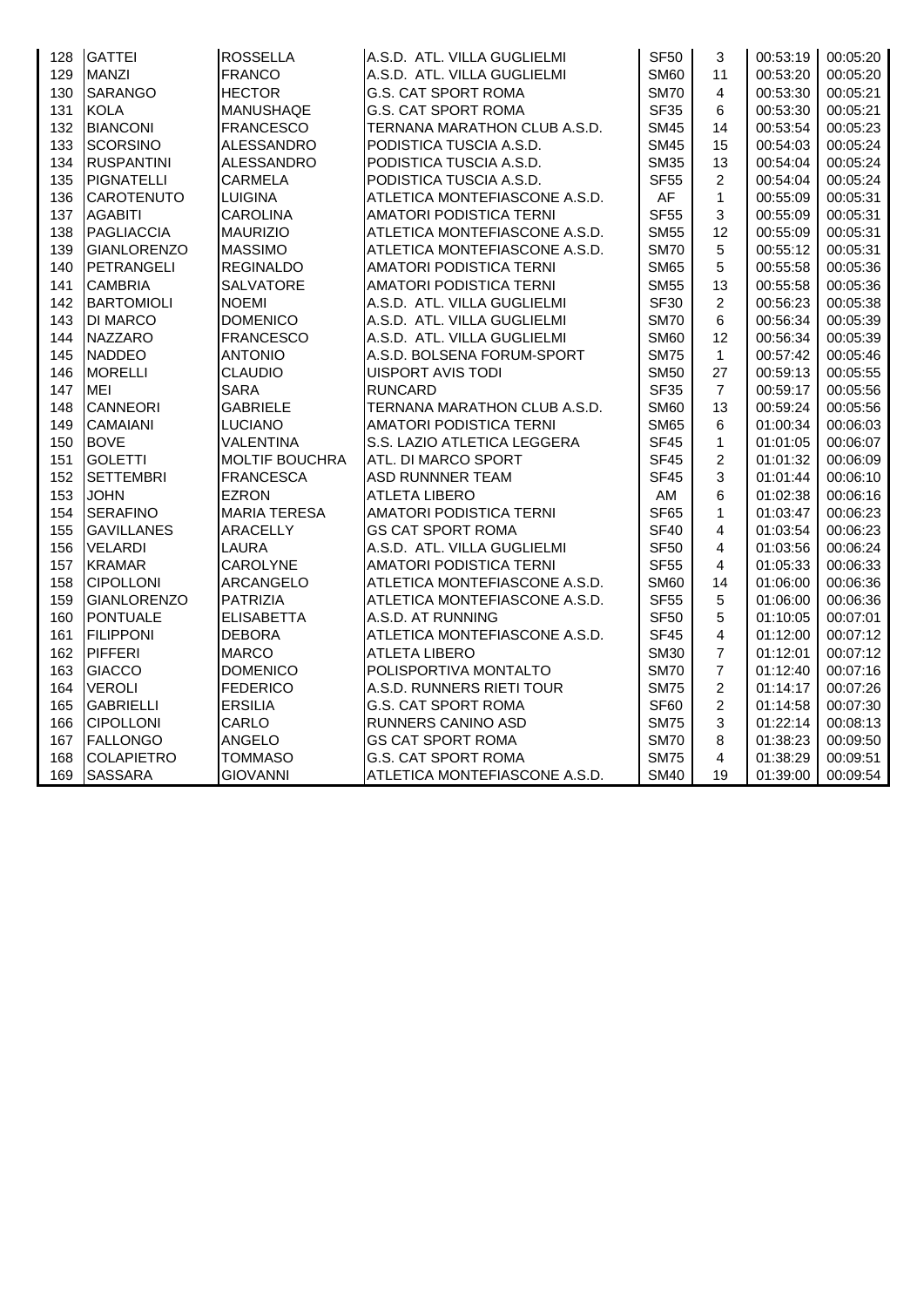| | | | | | | | |
|---|---|---|---|---|---|---|---|
| 128 | GATTEI | ROSSELLA | A.S.D. ATL. VILLA GUGLIELMI | SF50 | 3 | 00:53:19 | 00:05:20 |
| 129 | MANZI | FRANCO | A.S.D. ATL. VILLA GUGLIELMI | SM60 | 11 | 00:53:20 | 00:05:20 |
| 130 | SARANGO | HECTOR | G.S. CAT SPORT ROMA | SM70 | 4 | 00:53:30 | 00:05:21 |
| 131 | KOLA | MANUSHAQE | G.S. CAT SPORT ROMA | SF35 | 6 | 00:53:30 | 00:05:21 |
| 132 | BIANCONI | FRANCESCO | TERNANA MARATHON CLUB A.S.D. | SM45 | 14 | 00:53:54 | 00:05:23 |
| 133 | SCORSINO | ALESSANDRO | PODISTICA TUSCIA A.S.D. | SM45 | 15 | 00:54:03 | 00:05:24 |
| 134 | RUSPANTINI | ALESSANDRO | PODISTICA TUSCIA A.S.D. | SM35 | 13 | 00:54:04 | 00:05:24 |
| 135 | PIGNATELLI | CARMELA | PODISTICA TUSCIA A.S.D. | SF55 | 2 | 00:54:04 | 00:05:24 |
| 136 | CAROTENUTO | LUIGINA | ATLETICA MONTEFIASCONE A.S.D. | AF | 1 | 00:55:09 | 00:05:31 |
| 137 | AGABITI | CAROLINA | AMATORI PODISTICA TERNI | SF55 | 3 | 00:55:09 | 00:05:31 |
| 138 | PAGLIACCIA | MAURIZIO | ATLETICA MONTEFIASCONE A.S.D. | SM55 | 12 | 00:55:09 | 00:05:31 |
| 139 | GIANLORENZO | MASSIMO | ATLETICA MONTEFIASCONE A.S.D. | SM70 | 5 | 00:55:12 | 00:05:31 |
| 140 | PETRANGELI | REGINALDO | AMATORI PODISTICA TERNI | SM65 | 5 | 00:55:58 | 00:05:36 |
| 141 | CAMBRIA | SALVATORE | AMATORI PODISTICA TERNI | SM55 | 13 | 00:55:58 | 00:05:36 |
| 142 | BARTOMIOLI | NOEMI | A.S.D. ATL. VILLA GUGLIELMI | SF30 | 2 | 00:56:23 | 00:05:38 |
| 143 | DI MARCO | DOMENICO | A.S.D. ATL. VILLA GUGLIELMI | SM70 | 6 | 00:56:34 | 00:05:39 |
| 144 | NAZZARO | FRANCESCO | A.S.D. ATL. VILLA GUGLIELMI | SM60 | 12 | 00:56:34 | 00:05:39 |
| 145 | NADDEO | ANTONIO | A.S.D. BOLSENA FORUM-SPORT | SM75 | 1 | 00:57:42 | 00:05:46 |
| 146 | MORELLI | CLAUDIO | UISPORT AVIS TODI | SM50 | 27 | 00:59:13 | 00:05:55 |
| 147 | MEI | SARA | RUNCARD | SF35 | 7 | 00:59:17 | 00:05:56 |
| 148 | CANNEORI | GABRIELE | TERNANA MARATHON CLUB A.S.D. | SM60 | 13 | 00:59:24 | 00:05:56 |
| 149 | CAMAIANI | LUCIANO | AMATORI PODISTICA TERNI | SM65 | 6 | 01:00:34 | 00:06:03 |
| 150 | BOVE | VALENTINA | S.S. LAZIO ATLETICA LEGGERA | SF45 | 1 | 01:01:05 | 00:06:07 |
| 151 | GOLETTI | MOLTIF BOUCHRA | ATL. DI MARCO SPORT | SF45 | 2 | 01:01:32 | 00:06:09 |
| 152 | SETTEMBRI | FRANCESCA | ASD RUNNNER TEAM | SF45 | 3 | 01:01:44 | 00:06:10 |
| 153 | JOHN | EZRON | ATLETA LIBERO | AM | 6 | 01:02:38 | 00:06:16 |
| 154 | SERAFINO | MARIA TERESA | AMATORI PODISTICA TERNI | SF65 | 1 | 01:03:47 | 00:06:23 |
| 155 | GAVILLANES | ARACELLY | GS CAT SPORT ROMA | SF40 | 4 | 01:03:54 | 00:06:23 |
| 156 | VELARDI | LAURA | A.S.D. ATL. VILLA GUGLIELMI | SF50 | 4 | 01:03:56 | 00:06:24 |
| 157 | KRAMAR | CAROLYNE | AMATORI PODISTICA TERNI | SF55 | 4 | 01:05:33 | 00:06:33 |
| 158 | CIPOLLONI | ARCANGELO | ATLETICA MONTEFIASCONE A.S.D. | SM60 | 14 | 01:06:00 | 00:06:36 |
| 159 | GIANLORENZO | PATRIZIA | ATLETICA MONTEFIASCONE A.S.D. | SF55 | 5 | 01:06:00 | 00:06:36 |
| 160 | PONTUALE | ELISABETTA | A.S.D. AT RUNNING | SF50 | 5 | 01:10:05 | 00:07:01 |
| 161 | FILIPPONI | DEBORA | ATLETICA MONTEFIASCONE A.S.D. | SF45 | 4 | 01:12:00 | 00:07:12 |
| 162 | PIFFERI | MARCO | ATLETA LIBERO | SM30 | 7 | 01:12:01 | 00:07:12 |
| 163 | GIACCO | DOMENICO | POLISPORTIVA MONTALTO | SM70 | 7 | 01:12:40 | 00:07:16 |
| 164 | VEROLI | FEDERICO | A.S.D. RUNNERS RIETI TOUR | SM75 | 2 | 01:14:17 | 00:07:26 |
| 165 | GABRIELLI | ERSILIA | G.S. CAT SPORT ROMA | SF60 | 2 | 01:14:58 | 00:07:30 |
| 166 | CIPOLLONI | CARLO | RUNNERS CANINO ASD | SM75 | 3 | 01:22:14 | 00:08:13 |
| 167 | FALLONGO | ANGELO | GS CAT SPORT ROMA | SM70 | 8 | 01:38:23 | 00:09:50 |
| 168 | COLAPIETRO | TOMMASO | G.S. CAT SPORT ROMA | SM75 | 4 | 01:38:29 | 00:09:51 |
| 169 | SASSARA | GIOVANNI | ATLETICA MONTEFIASCONE A.S.D. | SM40 | 19 | 01:39:00 | 00:09:54 |